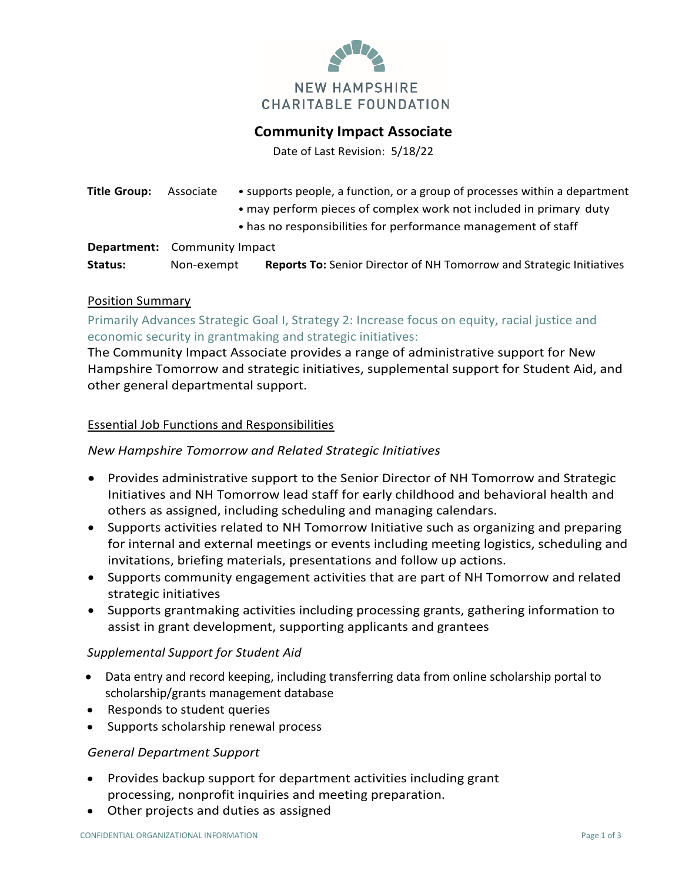NEW HAMPSHIRE
CHARITABLE FOUNDATION

# Community Impact Associate

Date of Last Revision: 5/18/22

**Title Group:** Associate
- supports people, a function, or a group of processes within a department
- may perform pieces of complex work not included in primary duty
- has no responsibilities for performance management of staff

**Department:** Community Impact

**Status:** Non-exempt **Reports To:** Senior Director of NH Tomorrow and Strategic Initiatives

## Position Summary

Primarily Advances Strategic Goal I, Strategy 2: Increase focus on equity, racial justice and economic security in grantmaking and strategic initiatives:

The Community Impact Associate provides a range of administrative support for New Hampshire Tomorrow and strategic initiatives, supplemental support for Student Aid, and other general departmental support.

## Essential Job Functions and Responsibilities

### *New Hampshire Tomorrow and Related Strategic Initiatives*

- Provides administrative support to the Senior Director of NH Tomorrow and Strategic Initiatives and NH Tomorrow lead staff for early childhood and behavioral health and others as assigned, including scheduling and managing calendars.
- Supports activities related to NH Tomorrow Initiative such as organizing and preparing for internal and external meetings or events including meeting logistics, scheduling and invitations, briefing materials, presentations and follow up actions.
- Supports community engagement activities that are part of NH Tomorrow and related strategic initiatives
- Supports grantmaking activities including processing grants, gathering information to assist in grant development, supporting applicants and grantees

### *Supplemental Support for Student Aid*

- Data entry and record keeping, including transferring data from online scholarship portal to scholarship/grants management database
- Responds to student queries
- Supports scholarship renewal process

### *General Department Support*

- Provides backup support for department activities including grant processing, nonprofit inquiries and meeting preparation.
- Other projects and duties as assigned

CONFIDENTIAL ORGANIZATIONAL INFORMATION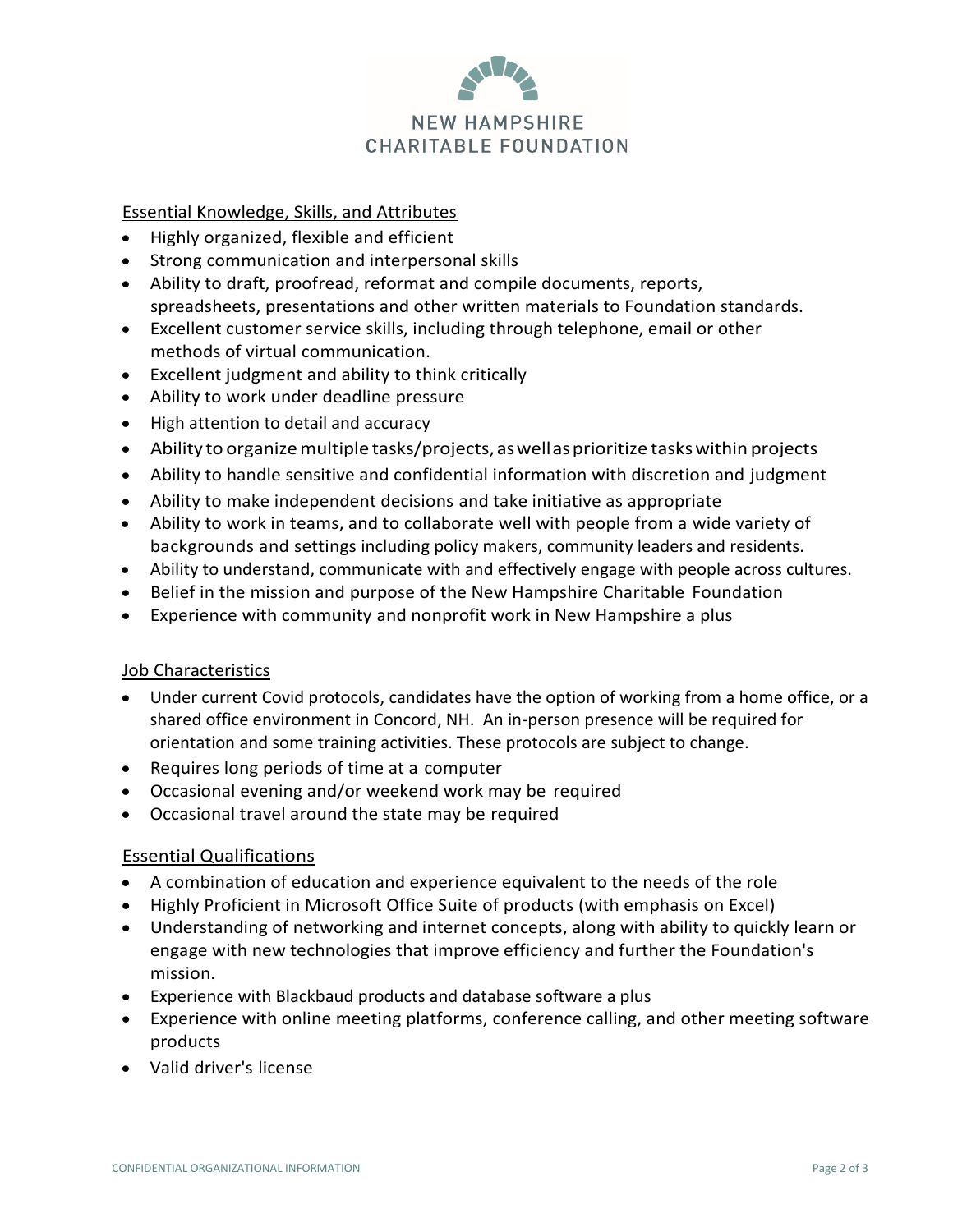## Essential Knowledge, Skills, and Attributes

- Highly organized, flexible and efficient
- Strong communication and interpersonal skills
- Ability to draft, proofread, reformat and compile documents, reports, spreadsheets, presentations and other written materials to Foundation standards.
- Excellent customer service skills, including through telephone, email or other methods of virtual communication.
- Excellent judgment and ability to think critically
- Ability to work under deadline pressure
- High attention to detail and accuracy
- Ability to organize multiple tasks/projects, as well as prioritize tasks within projects
- Ability to handle sensitive and confidential information with discretion and judgment
- Ability to make independent decisions and take initiative as appropriate
- Ability to work in teams, and to collaborate well with people from a wide variety of backgrounds and settings including policy makers, community leaders and residents.
- Ability to understand, communicate with and effectively engage with people across cultures.
- Belief in the mission and purpose of the New Hampshire Charitable Foundation
- Experience with community and nonprofit work in New Hampshire a plus

## Job Characteristics

- Under current Covid protocols, candidates have the option of working from a home office, or a shared office environment in Concord, NH. An in-person presence will be required for orientation and some training activities. These protocols are subject to change.
- Requires long periods of time at a computer
- Occasional evening and/or weekend work may be required
- Occasional travel around the state may be required

## Essential Qualifications

- A combination of education and experience equivalent to the needs of the role
- Highly Proficient in Microsoft Office Suite of products (with emphasis on Excel)
- Understanding of networking and internet concepts, along with ability to quickly learn or engage with new technologies that improve efficiency and further the Foundation's mission.
- Experience with Blackbaud products and database software a plus
- Experience with online meeting platforms, conference calling, and other meeting software products
- Valid driver's license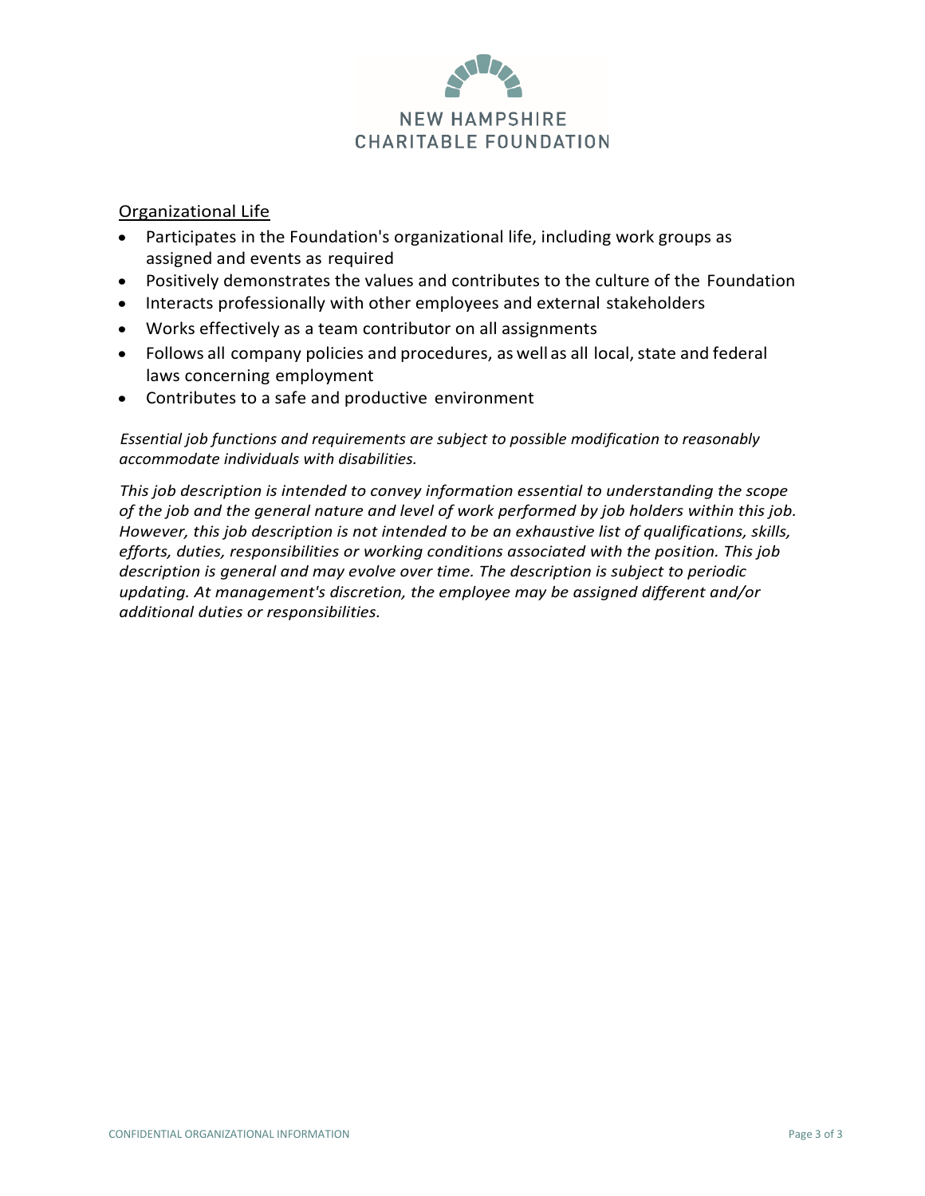Organizational Life

- Participates in the Foundation's organizational life, including work groups as assigned and events as required
- Positively demonstrates the values and contributes to the culture of the Foundation
- Interacts professionally with other employees and external stakeholders
- Works effectively as a team contributor on all assignments
- Follows all company policies and procedures, as well as all local, state and federal laws concerning employment
- Contributes to a safe and productive environment

*Essential job functions and requirements are subject to possible modification to reasonably accommodate individuals with disabilities.*

*This job description is intended to convey information essential to understanding the scope of the job and the general nature and level of work performed by job holders within this job. However, this job description is not intended to be an exhaustive list of qualifications, skills, efforts, duties, responsibilities or working conditions associated with the position. This job description is general and may evolve over time. The description is subject to periodic updating. At management's discretion, the employee may be assigned different and/or additional duties or responsibilities.*